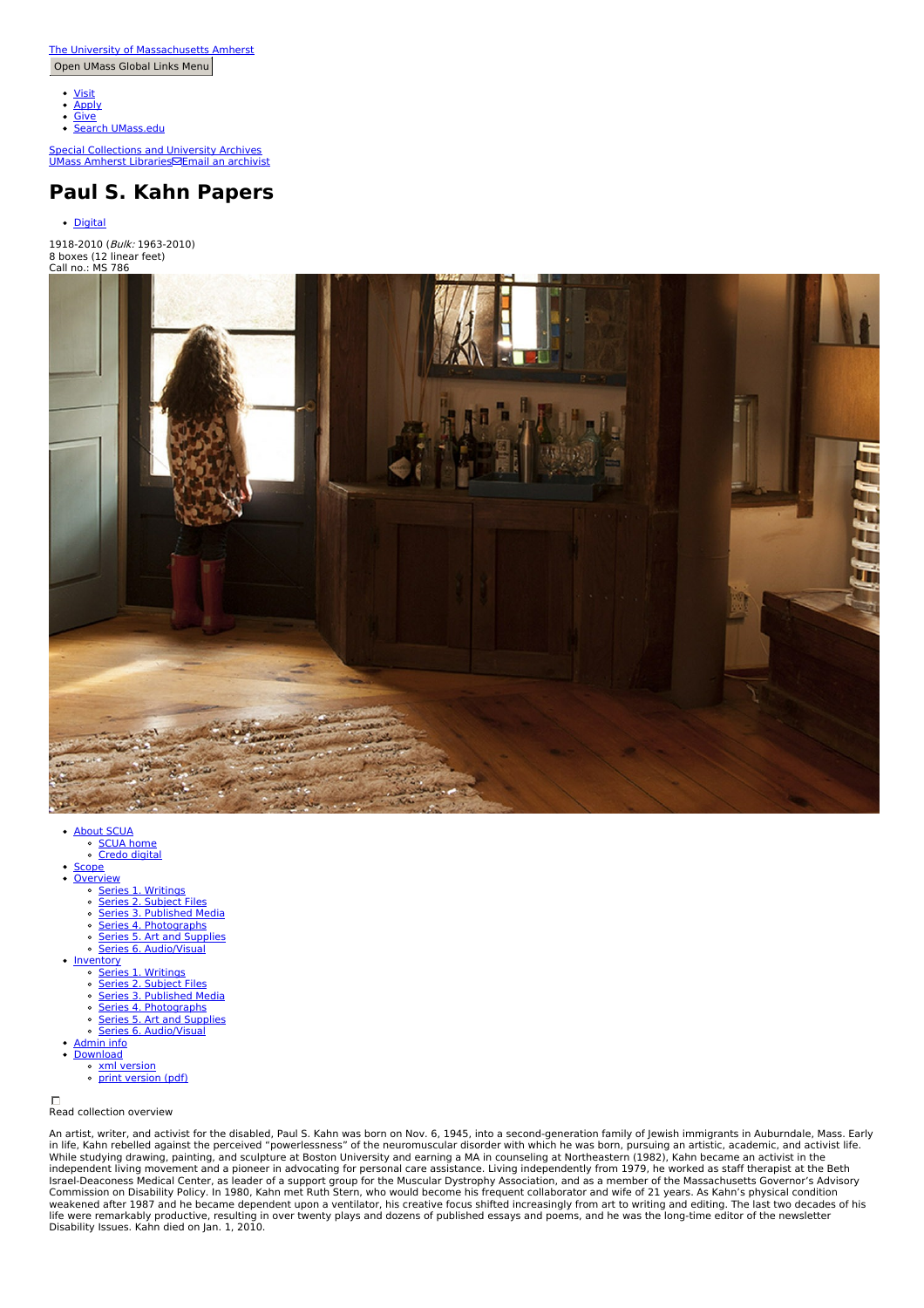[The University of Massachusetts Amherst](#)

Open UMass Global Links Menu

- Visit
- Apply
- Give
- Search UMass.edu

Special Collections and University Archives
UMass Amherst Libraries Email an archivist

# Paul S. Kahn Papers

- Digital

1918-2010 (*Bulk:* 1963-2010)
8 boxes (12 linear feet)
Call no.: MS 786

- About SCUA
  - SCUA home
  - Credo digital
- Scope
- Overview
  - Series 1. Writings
  - Series 2. Subject Files
  - Series 3. Published Media
  - Series 4. Photographs
  - Series 5. Art and Supplies
  - Series 6. Audio/Visual
- Inventory
  - Series 1. Writings
  - Series 2. Subject Files
  - Series 3. Published Media
  - Series 4. Photographs
  - Series 5. Art and Supplies
  - Series 6. Audio/Visual
- Admin info
- Download
  - xml version
  - print version (pdf)

Read collection overview

An artist, writer, and activist for the disabled, Paul S. Kahn was born on Nov. 6, 1945, into a second-generation family of Jewish immigrants in Auburndale, Mass. Early in life, Kahn rebelled against the perceived "powerlessness" of the neuromuscular disorder with which he was born, pursuing an artistic, academic, and activist life. While studying drawing, painting, and sculpture at Boston University and earning a MA in counseling at Northeastern (1982), Kahn became an activist in the independent living movement and a pioneer in advocating for personal care assistance. Living independently from 1979, he worked as staff therapist at the Beth Israel-Deaconess Medical Center, as leader of a support group for the Muscular Dystrophy Association, and as a member of the Massachusetts Governor's Advisory Commission on Disability Policy. In 1980, Kahn met Ruth Stern, who would become his frequent collaborator and wife of 21 years. As Kahn's physical condition weakened after 1987 and he became dependent upon a ventilator, his creative focus shifted increasingly from art to writing and editing. The last two decades of his life were remarkably productive, resulting in over twenty plays and dozens of published essays and poems, and he was the long-time editor of the newsletter Disability Issues. Kahn died on Jan. 1, 2010.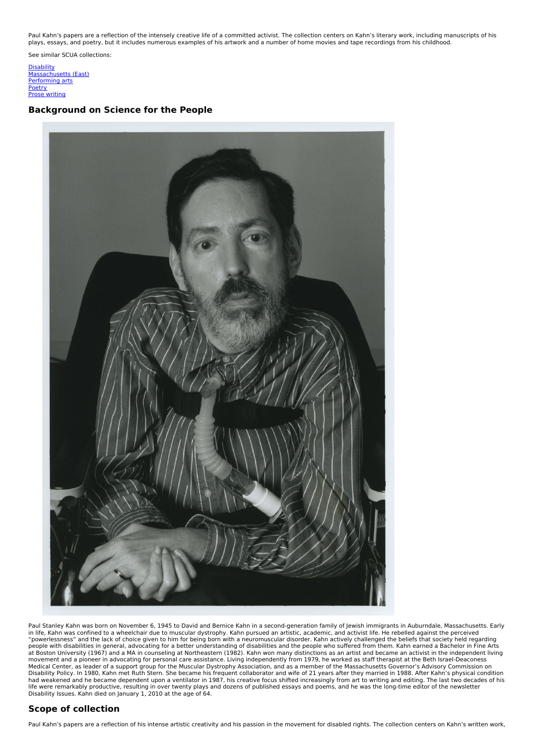Paul Kahn's papers are a reflection of the intensely creative life of a committed activist. The collection centers on Kahn's literary work, including manuscripts of his plays, essays, and poetry, but it includes numerous examples of his artwork and a number of home movies and tape recordings from his childhood.

See similar SCUA collections:

[Disability](#)
[Massachusetts (East)](#)
[Performing arts](#)
[Poetry](#)
[Prose writing](#)

## Background on Science for the People

Paul Stanley Kahn was born on November 6, 1945 to David and Bernice Kahn in a second-generation family of Jewish immigrants in Auburndale, Massachusetts. Early in life, Kahn was confined to a wheelchair due to muscular dystrophy. Kahn pursued an artistic, academic, and activist life. He rebelled against the perceived "powerlessness" and the lack of choice given to him for being born with a neuromuscular disorder. Kahn actively challenged the beliefs that society held regarding people with disabilities in general, advocating for a better understanding of disabilities and the people who suffered from them. Kahn earned a Bachelor in Fine Arts at Boston University (1967) and a MA in counseling at Northeastern (1982). Kahn won many distinctions as an artist and became an activist in the independent living movement and a pioneer in advocating for personal care assistance. Living independently from 1979, he worked as staff therapist at the Beth Israel-Deaconess Medical Center, as leader of a support group for the Muscular Dystrophy Association, and as a member of the Massachusetts Governor's Advisory Commission on Disability Policy. In 1980, Kahn met Ruth Stern. She became his frequent collaborator and wife of 21 years after they married in 1988. After Kahn's physical condition had weakened and he became dependent upon a ventilator in 1987, his creative focus shifted increasingly from art to writing and editing. The last two decades of his life were remarkably productive, resulting in over twenty plays and dozens of published essays and poems, and he was the long-time editor of the newsletter Disability Issues. Kahn died on January 1, 2010 at the age of 64.

## Scope of collection

Paul Kahn's papers are a reflection of his intense artistic creativity and his passion in the movement for disabled rights. The collection centers on Kahn's written work,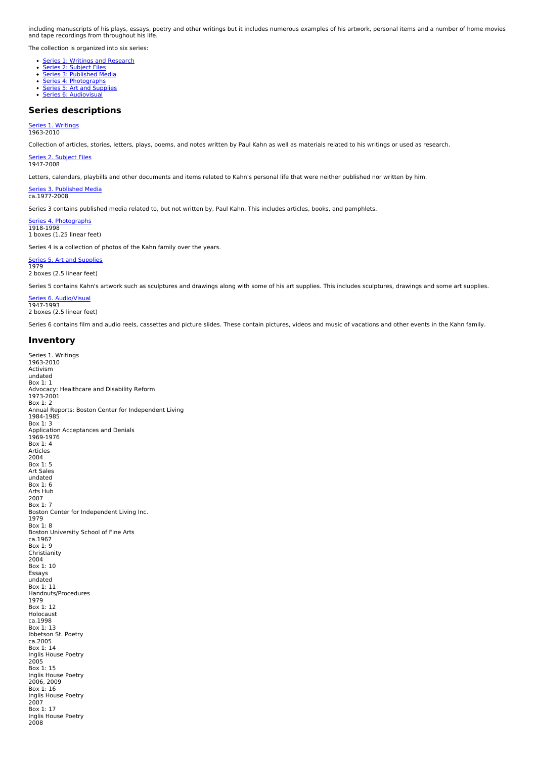including manuscripts of his plays, essays, poetry and other writings but it includes numerous examples of his artwork, personal items and a number of home movies and tape recordings from throughout his life.

The collection is organized into six series:

- Series 1: Writings and Research
- Series 2: Subject Files
- Series 3: Published Media
- Series 4: Photographs
- Series 5: Art and Supplies
- Series 6: Audiovisual

## Series descriptions

Series 1. Writings
1963-2010

Collection of articles, stories, letters, plays, poems, and notes written by Paul Kahn as well as materials related to his writings or used as research.

Series 2. Subject Files
1947-2008

Letters, calendars, playbills and other documents and items related to Kahn's personal life that were neither published nor written by him.

Series 3. Published Media
ca.1977-2008

Series 3 contains published media related to, but not written by, Paul Kahn. This includes articles, books, and pamphlets.

Series 4. Photographs
1918-1998
1 boxes (1.25 linear feet)

Series 4 is a collection of photos of the Kahn family over the years.

Series 5. Art and Supplies
1979
2 boxes (2.5 linear feet)

Series 5 contains Kahn's artwork such as sculptures and drawings along with some of his art supplies. This includes sculptures, drawings and some art supplies.

Series 6. Audio/Visual
1947-1993
2 boxes (2.5 linear feet)

Series 6 contains film and audio reels, cassettes and picture slides. These contain pictures, videos and music of vacations and other events in the Kahn family.

## Inventory

Series 1. Writings
1963-2010

Activism
undated
Box 1: 1

Advocacy: Healthcare and Disability Reform
1973-2001
Box 1: 2

Annual Reports: Boston Center for Independent Living
1984-1985
Box 1: 3

Application Acceptances and Denials
1969-1976
Box 1: 4

Articles
2004
Box 1: 5

Art Sales
undated
Box 1: 6

Arts Hub
2007
Box 1: 7

Boston Center for Independent Living Inc.
1979
Box 1: 8

Boston University School of Fine Arts
ca.1967
Box 1: 9

Christianity
2004
Box 1: 10

Essays
undated
Box 1: 11

Handouts/Procedures
1979
Box 1: 12

Holocaust
ca.1998
Box 1: 13

Ibbetson St. Poetry
ca.2005
Box 1: 14

Inglis House Poetry
2005
Box 1: 15

Inglis House Poetry
2006, 2009
Box 1: 16

Inglis House Poetry
2007
Box 1: 17

Inglis House Poetry
2008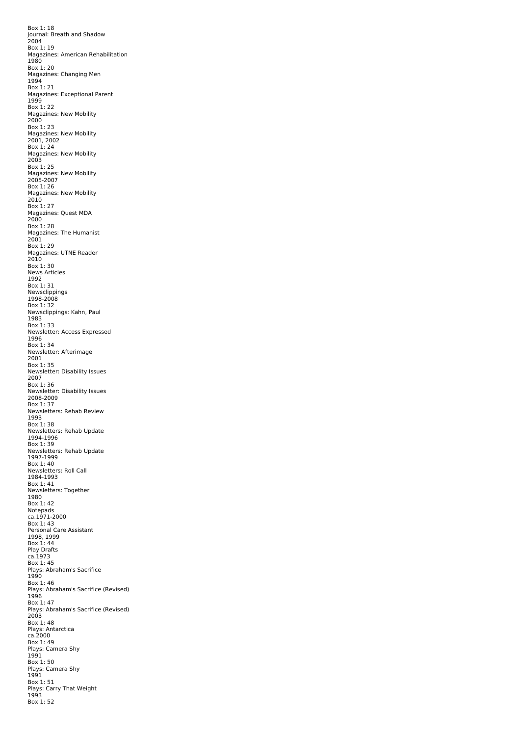Box 1: 18
Journal: Breath and Shadow
2004
Box 1: 19
Magazines: American Rehabilitation
1980
Box 1: 20
Magazines: Changing Men
1994
Box 1: 21
Magazines: Exceptional Parent
1999
Box 1: 22
Magazines: New Mobility
2000
Box 1: 23
Magazines: New Mobility
2001, 2002
Box 1: 24
Magazines: New Mobility
2003
Box 1: 25
Magazines: New Mobility
2005-2007
Box 1: 26
Magazines: New Mobility
2010
Box 1: 27
Magazines: Quest MDA
2000
Box 1: 28
Magazines: The Humanist
2001
Box 1: 29
Magazines: UTNE Reader
2010
Box 1: 30
News Articles
1992
Box 1: 31
Newsclippings
1998-2008
Box 1: 32
Newsclippings: Kahn, Paul
1983
Box 1: 33
Newsletter: Access Expressed
1996
Box 1: 34
Newsletter: Afterimage
2001
Box 1: 35
Newsletter: Disability Issues
2007
Box 1: 36
Newsletter: Disability Issues
2008-2009
Box 1: 37
Newsletters: Rehab Review
1993
Box 1: 38
Newsletters: Rehab Update
1994-1996
Box 1: 39
Newsletters: Rehab Update
1997-1999
Box 1: 40
Newsletters: Roll Call
1984-1993
Box 1: 41
Newsletters: Together
1980
Box 1: 42
Notepads
ca.1971-2000
Box 1: 43
Personal Care Assistant
1998, 1999
Box 1: 44
Play Drafts
ca.1973
Box 1: 45
Plays: Abraham's Sacrifice
1990
Box 1: 46
Plays: Abraham's Sacrifice (Revised)
1996
Box 1: 47
Plays: Abraham's Sacrifice (Revised)
2003
Box 1: 48
Plays: Antarctica
ca.2000
Box 1: 49
Plays: Camera Shy
1991
Box 1: 50
Plays: Camera Shy
1991
Box 1: 51
Plays: Carry That Weight
1993
Box 1: 52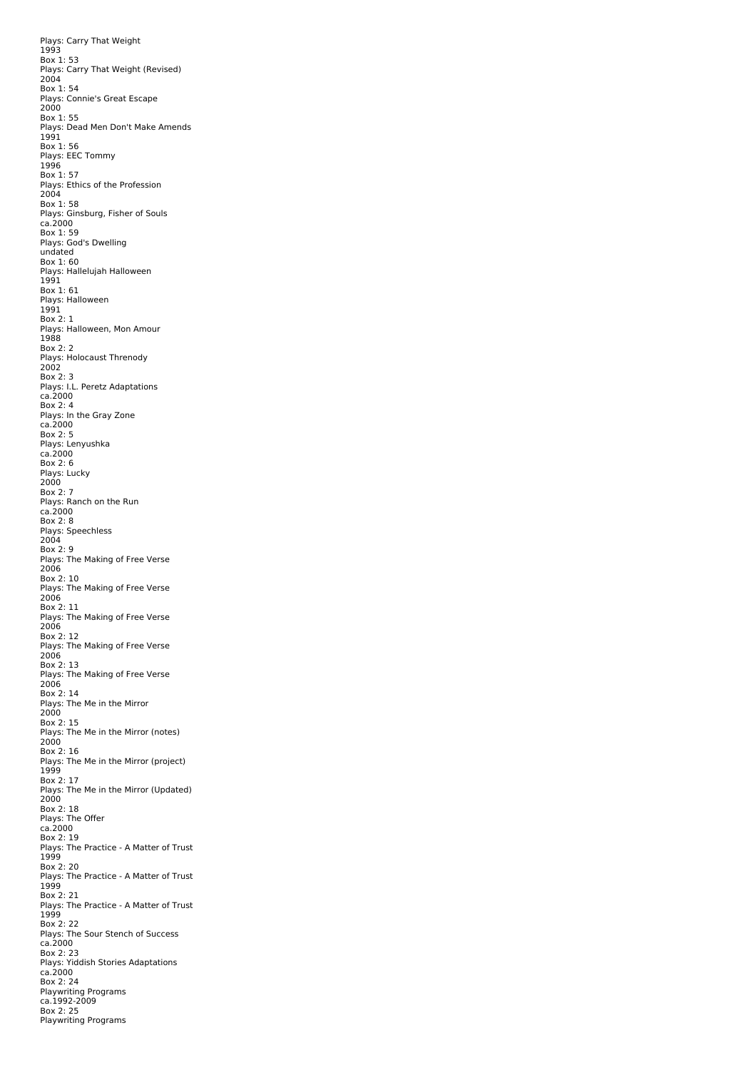Plays: Carry That Weight
1993
Box 1: 53
Plays: Carry That Weight (Revised)
2004
Box 1: 54
Plays: Connie's Great Escape
2000
Box 1: 55
Plays: Dead Men Don't Make Amends
1991
Box 1: 56
Plays: EEC Tommy
1996
Box 1: 57
Plays: Ethics of the Profession
2004
Box 1: 58
Plays: Ginsburg, Fisher of Souls
ca.2000
Box 1: 59
Plays: God's Dwelling
undated
Box 1: 60
Plays: Hallelujah Halloween
1991
Box 1: 61
Plays: Halloween
1991
Box 2: 1
Plays: Halloween, Mon Amour
1988
Box 2: 2
Plays: Holocaust Threnody
2002
Box 2: 3
Plays: I.L. Peretz Adaptations
ca.2000
Box 2: 4
Plays: In the Gray Zone
ca.2000
Box 2: 5
Plays: Lenyushka
ca.2000
Box 2: 6
Plays: Lucky
2000
Box 2: 7
Plays: Ranch on the Run
ca.2000
Box 2: 8
Plays: Speechless
2004
Box 2: 9
Plays: The Making of Free Verse
2006
Box 2: 10
Plays: The Making of Free Verse
2006
Box 2: 11
Plays: The Making of Free Verse
2006
Box 2: 12
Plays: The Making of Free Verse
2006
Box 2: 13
Plays: The Making of Free Verse
2006
Box 2: 14
Plays: The Me in the Mirror
2000
Box 2: 15
Plays: The Me in the Mirror (notes)
2000
Box 2: 16
Plays: The Me in the Mirror (project)
1999
Box 2: 17
Plays: The Me in the Mirror (Updated)
2000
Box 2: 18
Plays: The Offer
ca.2000
Box 2: 19
Plays: The Practice - A Matter of Trust
1999
Box 2: 20
Plays: The Practice - A Matter of Trust
1999
Box 2: 21
Plays: The Practice - A Matter of Trust
1999
Box 2: 22
Plays: The Sour Stench of Success
ca.2000
Box 2: 23
Plays: Yiddish Stories Adaptations
ca.2000
Box 2: 24
Playwriting Programs
ca.1992-2009
Box 2: 25
Playwriting Programs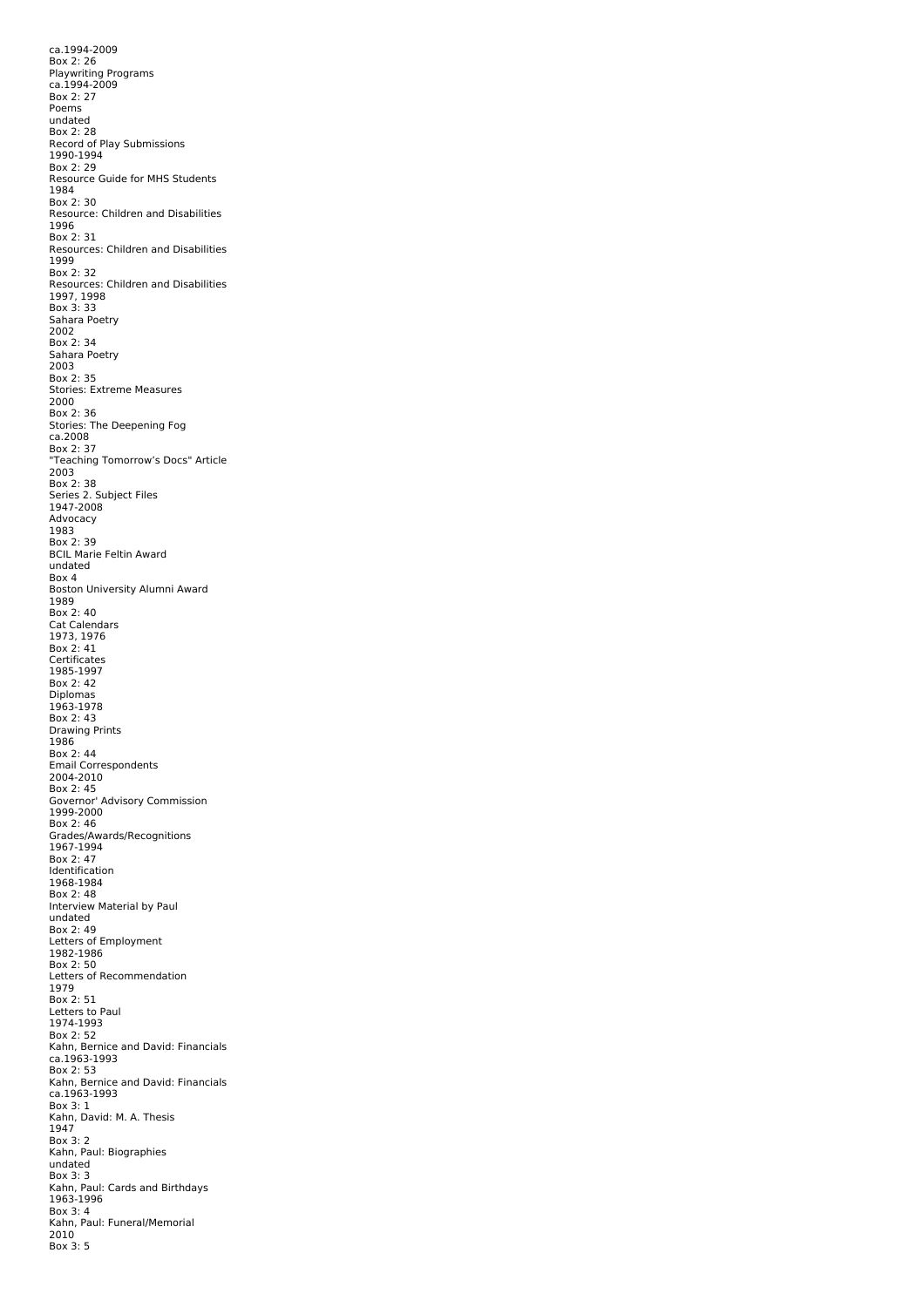ca.1994-2009
Box 2: 26
Playwriting Programs
ca.1994-2009
Box 2: 27
Poems
undated
Box 2: 28
Record of Play Submissions
1990-1994
Box 2: 29
Resource Guide for MHS Students
1984
Box 2: 30
Resource: Children and Disabilities
1996
Box 2: 31
Resources: Children and Disabilities
1999
Box 2: 32
Resources: Children and Disabilities
1997, 1998
Box 3: 33
Sahara Poetry
2002
Box 2: 34
Sahara Poetry
2003
Box 2: 35
Stories: Extreme Measures
2000
Box 2: 36
Stories: The Deepening Fog
ca.2008
Box 2: 37
"Teaching Tomorrow's Docs" Article
2003
Box 2: 38
Series 2. Subject Files
1947-2008
Advocacy
1983
Box 2: 39
BCIL Marie Feltin Award
undated
Box 4
Boston University Alumni Award
1989
Box 2: 40
Cat Calendars
1973, 1976
Box 2: 41
Certificates
1985-1997
Box 2: 42
Diplomas
1963-1978
Box 2: 43
Drawing Prints
1986
Box 2: 44
Email Correspondents
2004-2010
Box 2: 45
Governor' Advisory Commission
1999-2000
Box 2: 46
Grades/Awards/Recognitions
1967-1994
Box 2: 47
Identification
1968-1984
Box 2: 48
Interview Material by Paul
undated
Box 2: 49
Letters of Employment
1982-1986
Box 2: 50
Letters of Recommendation
1979
Box 2: 51
Letters to Paul
1974-1993
Box 2: 52
Kahn, Bernice and David: Financials
ca.1963-1993
Box 2: 53
Kahn, Bernice and David: Financials
ca.1963-1993
Box 3: 1
Kahn, David: M. A. Thesis
1947
Box 3: 2
Kahn, Paul: Biographies
undated
Box 3: 3
Kahn, Paul: Cards and Birthdays
1963-1996
Box 3: 4
Kahn, Paul: Funeral/Memorial
2010
Box 3: 5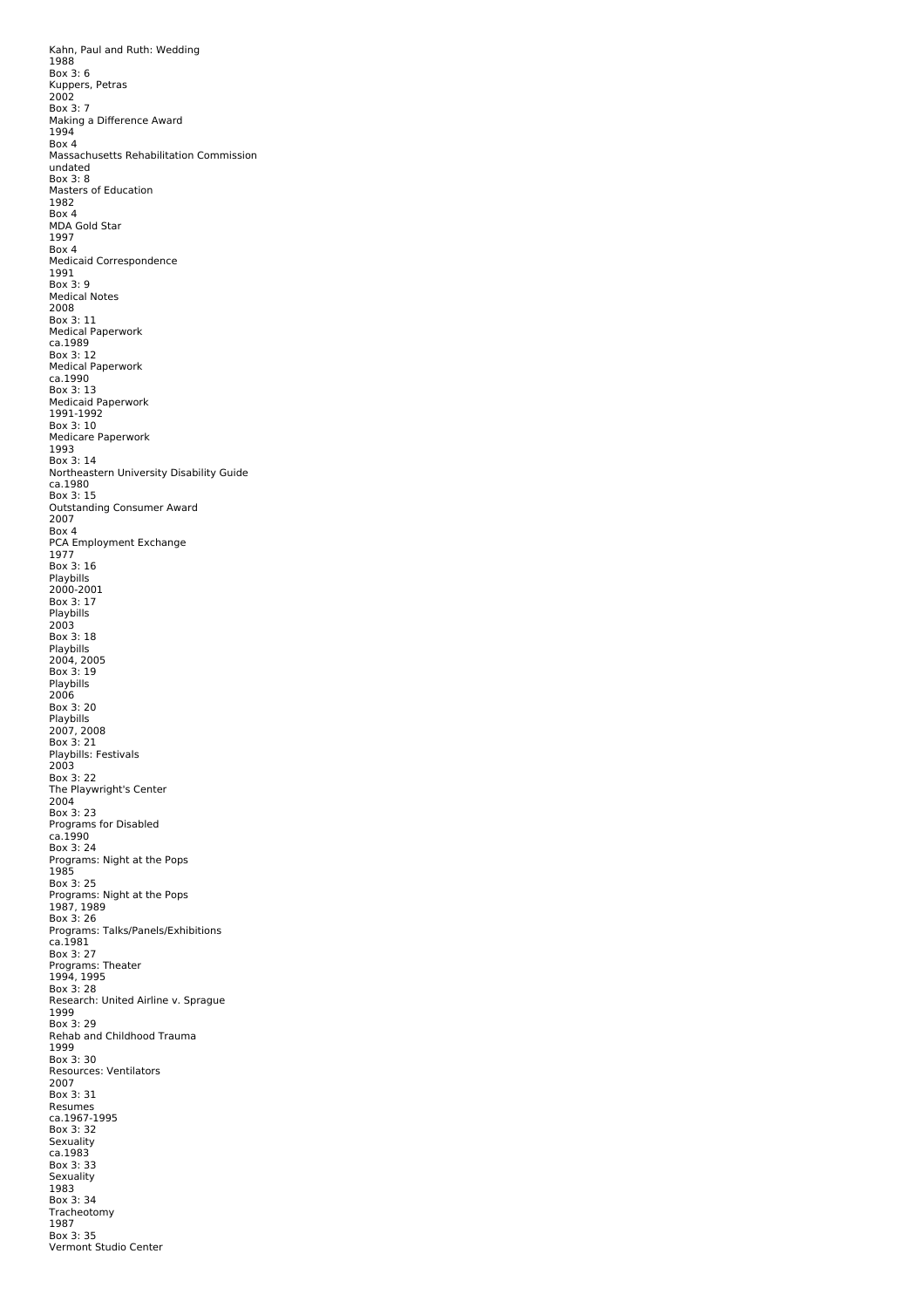Kahn, Paul and Ruth: Wedding
1988
Box 3: 6
Kuppers, Petras
2002
Box 3: 7
Making a Difference Award
1994
Box 4
Massachusetts Rehabilitation Commission
undated
Box 3: 8
Masters of Education
1982
Box 4
MDA Gold Star
1997
Box 4
Medicaid Correspondence
1991
Box 3: 9
Medical Notes
2008
Box 3: 11
Medical Paperwork
ca.1989
Box 3: 12
Medical Paperwork
ca.1990
Box 3: 13
Medicaid Paperwork
1991-1992
Box 3: 10
Medicare Paperwork
1993
Box 3: 14
Northeastern University Disability Guide
ca.1980
Box 3: 15
Outstanding Consumer Award
2007
Box 4
PCA Employment Exchange
1977
Box 3: 16
Playbills
2000-2001
Box 3: 17
Playbills
2003
Box 3: 18
Playbills
2004, 2005
Box 3: 19
Playbills
2006
Box 3: 20
Playbills
2007, 2008
Box 3: 21
Playbills: Festivals
2003
Box 3: 22
The Playwright's Center
2004
Box 3: 23
Programs for Disabled
ca.1990
Box 3: 24
Programs: Night at the Pops
1985
Box 3: 25
Programs: Night at the Pops
1987, 1989
Box 3: 26
Programs: Talks/Panels/Exhibitions
ca.1981
Box 3: 27
Programs: Theater
1994, 1995
Box 3: 28
Research: United Airline v. Sprague
1999
Box 3: 29
Rehab and Childhood Trauma
1999
Box 3: 30
Resources: Ventilators
2007
Box 3: 31
Resumes
ca.1967-1995
Box 3: 32
Sexuality
ca.1983
Box 3: 33
Sexuality
1983
Box 3: 34
Tracheotomy
1987
Box 3: 35
Vermont Studio Center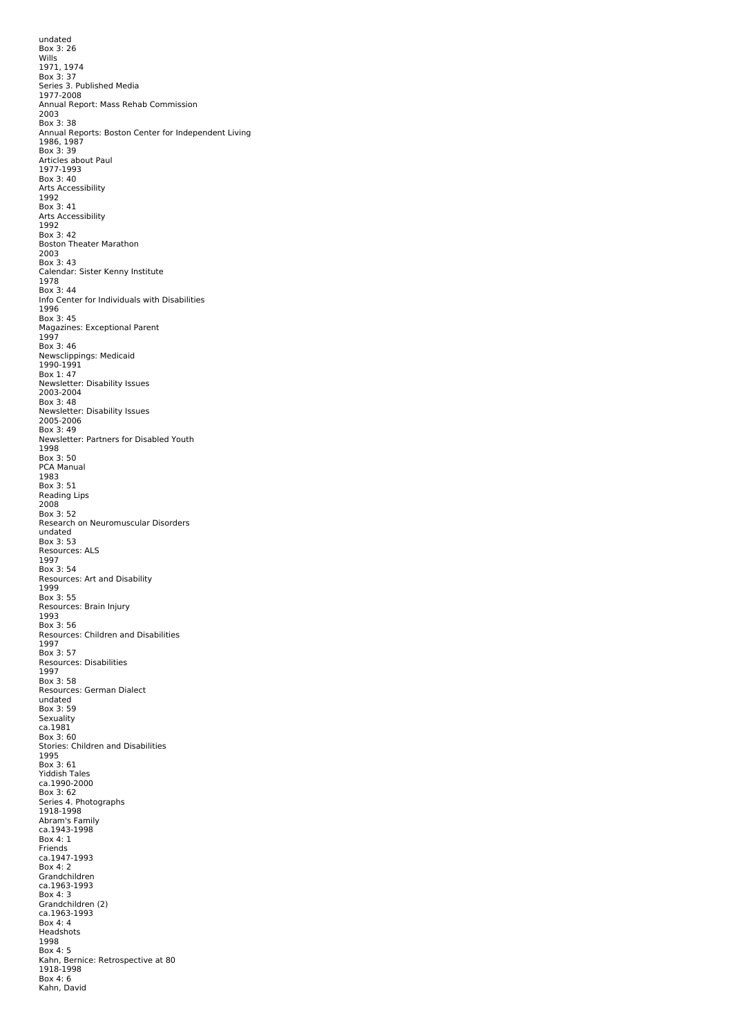undated
Box 3: 26
Wills
1971, 1974
Box 3: 37
Series 3. Published Media
1977-2008
Annual Report: Mass Rehab Commission
2003
Box 3: 38
Annual Reports: Boston Center for Independent Living
1986, 1987
Box 3: 39
Articles about Paul
1977-1993
Box 3: 40
Arts Accessibility
1992
Box 3: 41
Arts Accessibility
1992
Box 3: 42
Boston Theater Marathon
2003
Box 3: 43
Calendar: Sister Kenny Institute
1978
Box 3: 44
Info Center for Individuals with Disabilities
1996
Box 3: 45
Magazines: Exceptional Parent
1997
Box 3: 46
Newsclippings: Medicaid
1990-1991
Box 1: 47
Newsletter: Disability Issues
2003-2004
Box 3: 48
Newsletter: Disability Issues
2005-2006
Box 3: 49
Newsletter: Partners for Disabled Youth
1998
Box 3: 50
PCA Manual
1983
Box 3: 51
Reading Lips
2008
Box 3: 52
Research on Neuromuscular Disorders
undated
Box 3: 53
Resources: ALS
1997
Box 3: 54
Resources: Art and Disability
1999
Box 3: 55
Resources: Brain Injury
1993
Box 3: 56
Resources: Children and Disabilities
1997
Box 3: 57
Resources: Disabilities
1997
Box 3: 58
Resources: German Dialect
undated
Box 3: 59
Sexuality
ca.1981
Box 3: 60
Stories: Children and Disabilities
1995
Box 3: 61
Yiddish Tales
ca.1990-2000
Box 3: 62
Series 4. Photographs
1918-1998
Abram's Family
ca.1943-1998
Box 4: 1
Friends
ca.1947-1993
Box 4: 2
Grandchildren
ca.1963-1993
Box 4: 3
Grandchildren (2)
ca.1963-1993
Box 4: 4
Headshots
1998
Box 4: 5
Kahn, Bernice: Retrospective at 80
1918-1998
Box 4: 6
Kahn, David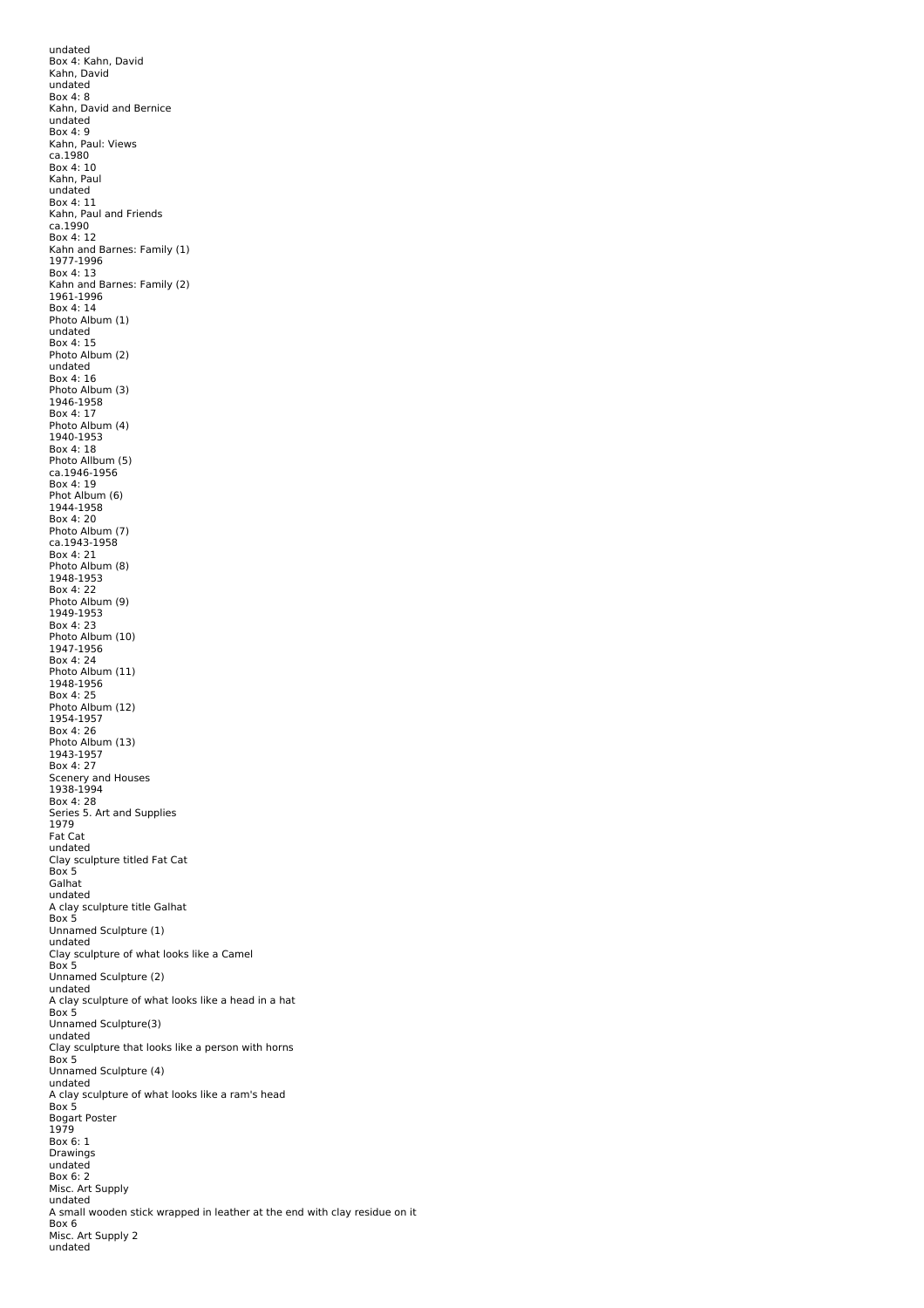undated
Box 4: Kahn, David
Kahn, David
undated
Box 4: 8
Kahn, David and Bernice
undated
Box 4: 9
Kahn, Paul: Views
ca.1980
Box 4: 10
Kahn, Paul
undated
Box 4: 11
Kahn, Paul and Friends
ca.1990
Box 4: 12
Kahn and Barnes: Family (1)
1977-1996
Box 4: 13
Kahn and Barnes: Family (2)
1961-1996
Box 4: 14
Photo Album (1)
undated
Box 4: 15
Photo Album (2)
undated
Box 4: 16
Photo Album (3)
1946-1958
Box 4: 17
Photo Album (4)
1940-1953
Box 4: 18
Photo Allbum (5)
ca.1946-1956
Box 4: 19
Phot Album (6)
1944-1958
Box 4: 20
Photo Album (7)
ca.1943-1958
Box 4: 21
Photo Album (8)
1948-1953
Box 4: 22
Photo Album (9)
1949-1953
Box 4: 23
Photo Album (10)
1947-1956
Box 4: 24
Photo Album (11)
1948-1956
Box 4: 25
Photo Album (12)
1954-1957
Box 4: 26
Photo Album (13)
1943-1957
Box 4: 27
Scenery and Houses
1938-1994
Box 4: 28
Series 5. Art and Supplies
1979
Fat Cat
undated
Clay sculpture titled Fat Cat
Box 5
Galhat
undated
A clay sculpture title Galhat
Box 5
Unnamed Sculpture (1)
undated
Clay sculpture of what looks like a Camel
Box 5
Unnamed Sculpture (2)
undated
A clay sculpture of what looks like a head in a hat
Box 5
Unnamed Sculpture(3)
undated
Clay sculpture that looks like a person with horns
Box 5
Unnamed Sculpture (4)
undated
A clay sculpture of what looks like a ram's head
Box 5
Bogart Poster
1979
Box 6: 1
Drawings
undated
Box 6: 2
Misc. Art Supply
undated
A small wooden stick wrapped in leather at the end with clay residue on it
Box 6
Misc. Art Supply 2
undated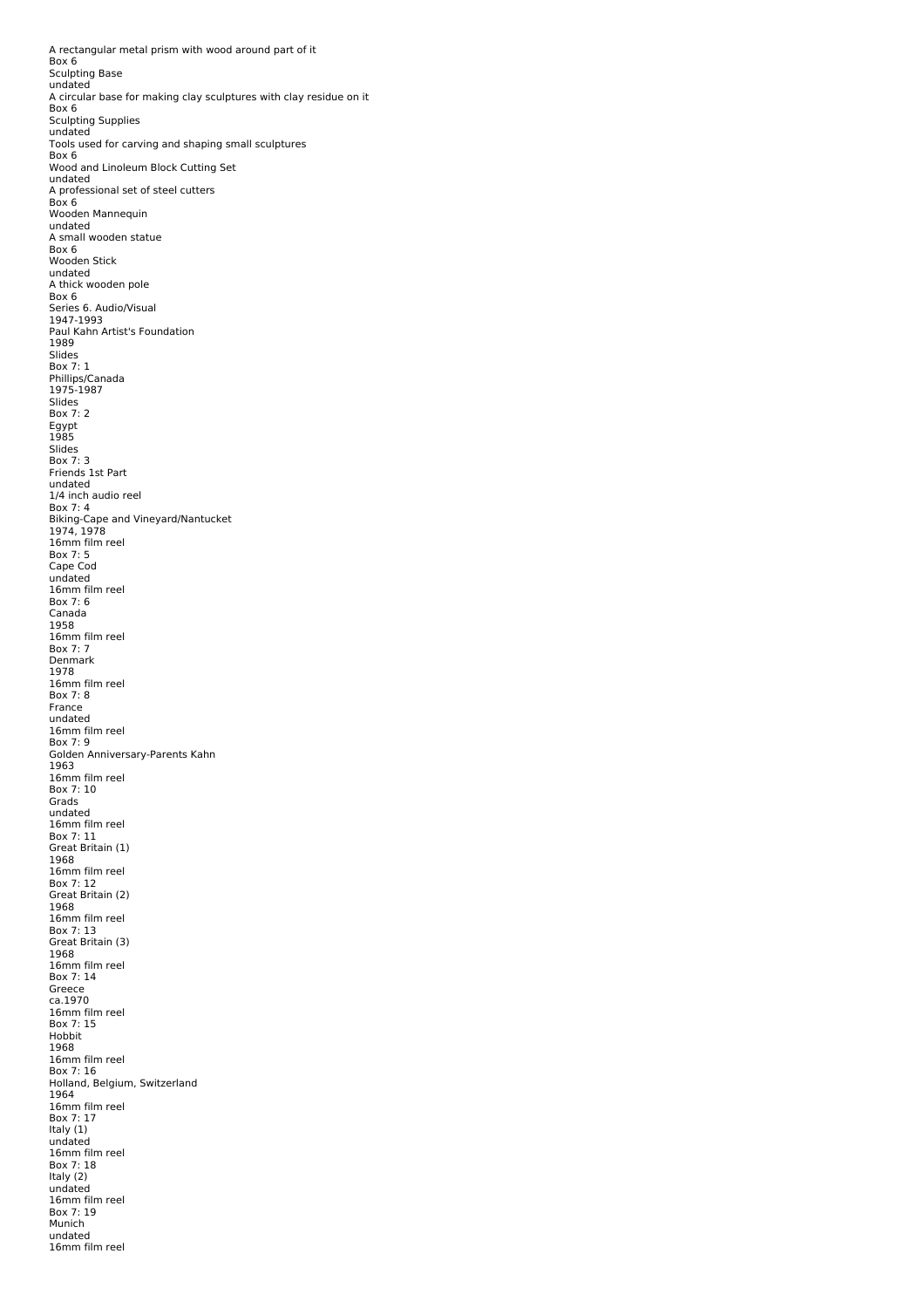A rectangular metal prism with wood around part of it
Box 6
Sculpting Base
undated
A circular base for making clay sculptures with clay residue on it
Box 6
Sculpting Supplies
undated
Tools used for carving and shaping small sculptures
Box 6
Wood and Linoleum Block Cutting Set
undated
A professional set of steel cutters
Box 6
Wooden Mannequin
undated
A small wooden statue
Box 6
Wooden Stick
undated
A thick wooden pole
Box 6
Series 6. Audio/Visual
1947-1993
Paul Kahn Artist's Foundation
1989
Slides
Box 7: 1
Phillips/Canada
1975-1987
Slides
Box 7: 2
Egypt
1985
Slides
Box 7: 3
Friends 1st Part
undated
1/4 inch audio reel
Box 7: 4
Biking-Cape and Vineyard/Nantucket
1974, 1978
16mm film reel
Box 7: 5
Cape Cod
undated
16mm film reel
Box 7: 6
Canada
1958
16mm film reel
Box 7: 7
Denmark
1978
16mm film reel
Box 7: 8
France
undated
16mm film reel
Box 7: 9
Golden Anniversary-Parents Kahn
1963
16mm film reel
Box 7: 10
Grads
undated
16mm film reel
Box 7: 11
Great Britain (1)
1968
16mm film reel
Box 7: 12
Great Britain (2)
1968
16mm film reel
Box 7: 13
Great Britain (3)
1968
16mm film reel
Box 7: 14
Greece
ca.1970
16mm film reel
Box 7: 15
Hobbit
1968
16mm film reel
Box 7: 16
Holland, Belgium, Switzerland
1964
16mm film reel
Box 7: 17
Italy (1)
undated
16mm film reel
Box 7: 18
Italy (2)
undated
16mm film reel
Box 7: 19
Munich
undated
16mm film reel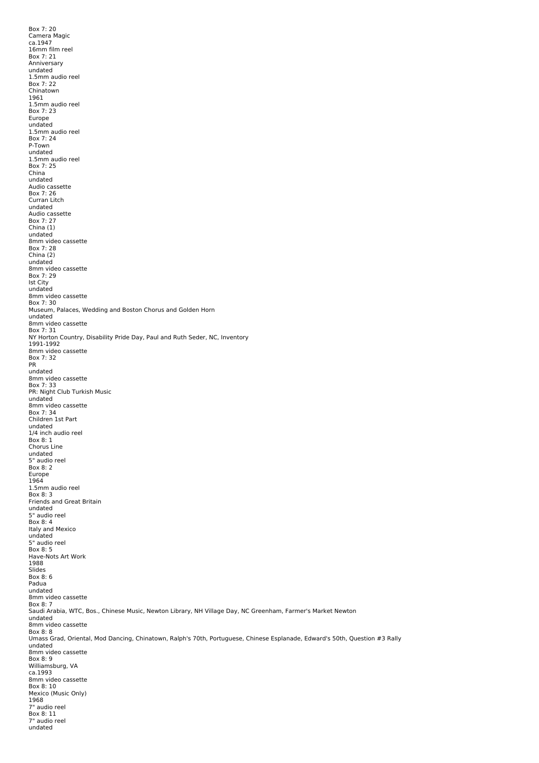Box 7: 20
Camera Magic
ca.1947
16mm film reel
Box 7: 21
Anniversary
undated
1.5mm audio reel
Box 7: 22
Chinatown
1961
1.5mm audio reel
Box 7: 23
Europe
undated
1.5mm audio reel
Box 7: 24
P-Town
undated
1.5mm audio reel
Box 7: 25
China
undated
Audio cassette
Box 7: 26
Curran Litch
undated
Audio cassette
Box 7: 27
China (1)
undated
8mm video cassette
Box 7: 28
China (2)
undated
8mm video cassette
Box 7: 29
Ist City
undated
8mm video cassette
Box 7: 30
Museum, Palaces, Wedding and Boston Chorus and Golden Horn
undated
8mm video cassette
Box 7: 31
NY Horton Country, Disability Pride Day, Paul and Ruth Seder, NC, Inventory
1991-1992
8mm video cassette
Box 7: 32
PR
undated
8mm video cassette
Box 7: 33
PR: Night Club Turkish Music
undated
8mm video cassette
Box 7: 34
Children 1st Part
undated
1/4 inch audio reel
Box 8: 1
Chorus Line
undated
5" audio reel
Box 8: 2
Europe
1964
1.5mm audio reel
Box 8: 3
Friends and Great Britain
undated
5" audio reel
Box 8: 4
Italy and Mexico
undated
5" audio reel
Box 8: 5
Have-Nots Art Work
1988
Slides
Box 8: 6
Padua
undated
8mm video cassette
Box 8: 7
Saudi Arabia, WTC, Bos., Chinese Music, Newton Library, NH Village Day, NC Greenham, Farmer's Market Newton
undated
8mm video cassette
Box 8: 8
Umass Grad, Oriental, Mod Dancing, Chinatown, Ralph's 70th, Portuguese, Chinese Esplanade, Edward's 50th, Question #3 Rally
undated
8mm video cassette
Box 8: 9
Williamsburg, VA
ca.1993
8mm video cassette
Box 8: 10
Mexico (Music Only)
1968
7" audio reel
Box 8: 11
7" audio reel
undated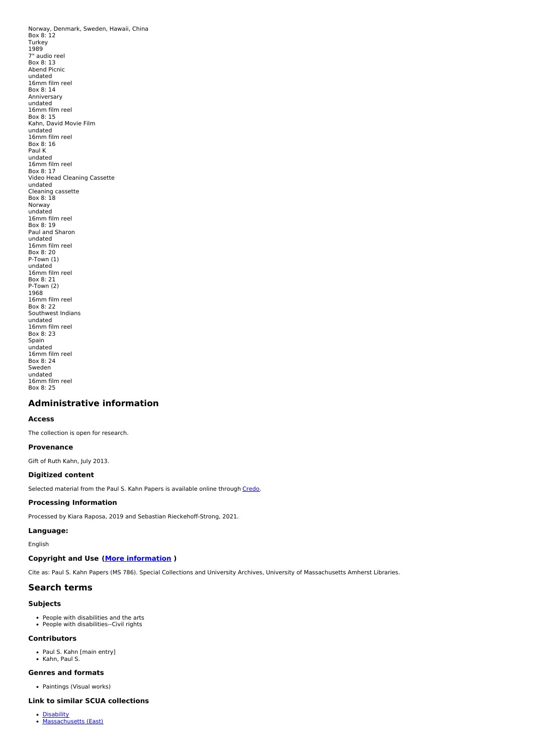Norway, Denmark, Sweden, Hawaii, China
Box 8: 12
Turkey
1989
7" audio reel
Box 8: 13
Abend Picnic
undated
16mm film reel
Box 8: 14
Anniversary
undated
16mm film reel
Box 8: 15
Kahn, David Movie Film
undated
16mm film reel
Box 8: 16
Paul K
undated
16mm film reel
Box 8: 17
Video Head Cleaning Cassette
undated
Cleaning cassette
Box 8: 18
Norway
undated
16mm film reel
Box 8: 19
Paul and Sharon
undated
16mm film reel
Box 8: 20
P-Town (1)
undated
16mm film reel
Box 8: 21
P-Town (2)
1968
16mm film reel
Box 8: 22
Southwest Indians
undated
16mm film reel
Box 8: 23
Spain
undated
16mm film reel
Box 8: 24
Sweden
undated
16mm film reel
Box 8: 25

## Administrative information

### Access

The collection is open for research.

### Provenance

Gift of Ruth Kahn, July 2013.

### Digitized content

Selected material from the Paul S. Kahn Papers is available online through Credo.

### Processing Information

Processed by Kiara Raposa, 2019 and Sebastian Rieckehoff-Strong, 2021.

### Language:

English

### Copyright and Use (More information )

Cite as: Paul S. Kahn Papers (MS 786). Special Collections and University Archives, University of Massachusetts Amherst Libraries.

## Search terms

### Subjects

- People with disabilities and the arts
- People with disabilities--Civil rights

### Contributors

- Paul S. Kahn [main entry]
- Kahn, Paul S.

### Genres and formats

- Paintings (Visual works)

### Link to similar SCUA collections

- Disability
- Massachusetts (East)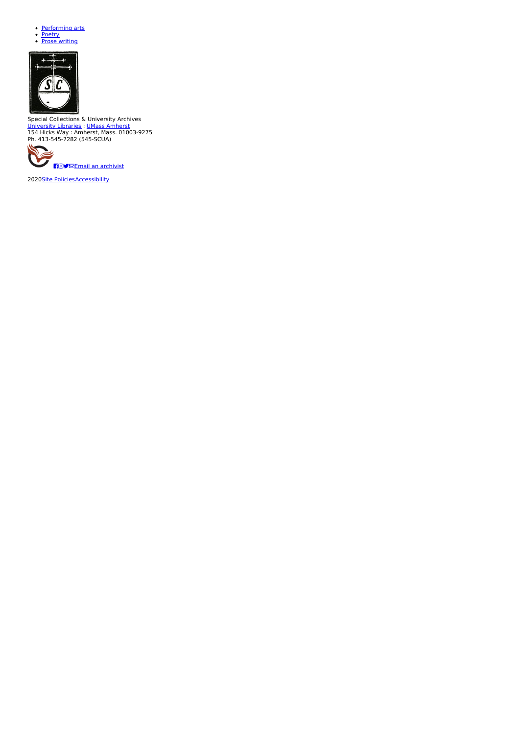- Performing arts
- Poetry
- Prose writing

Special Collections & University Archives
University Libraries : UMass Amherst
154 Hicks Way : Amherst, Mass. 01003-9275
Ph. 413-545-7282 (545-SCUA)

Email an archivist

2020 Site Policies Accessibility